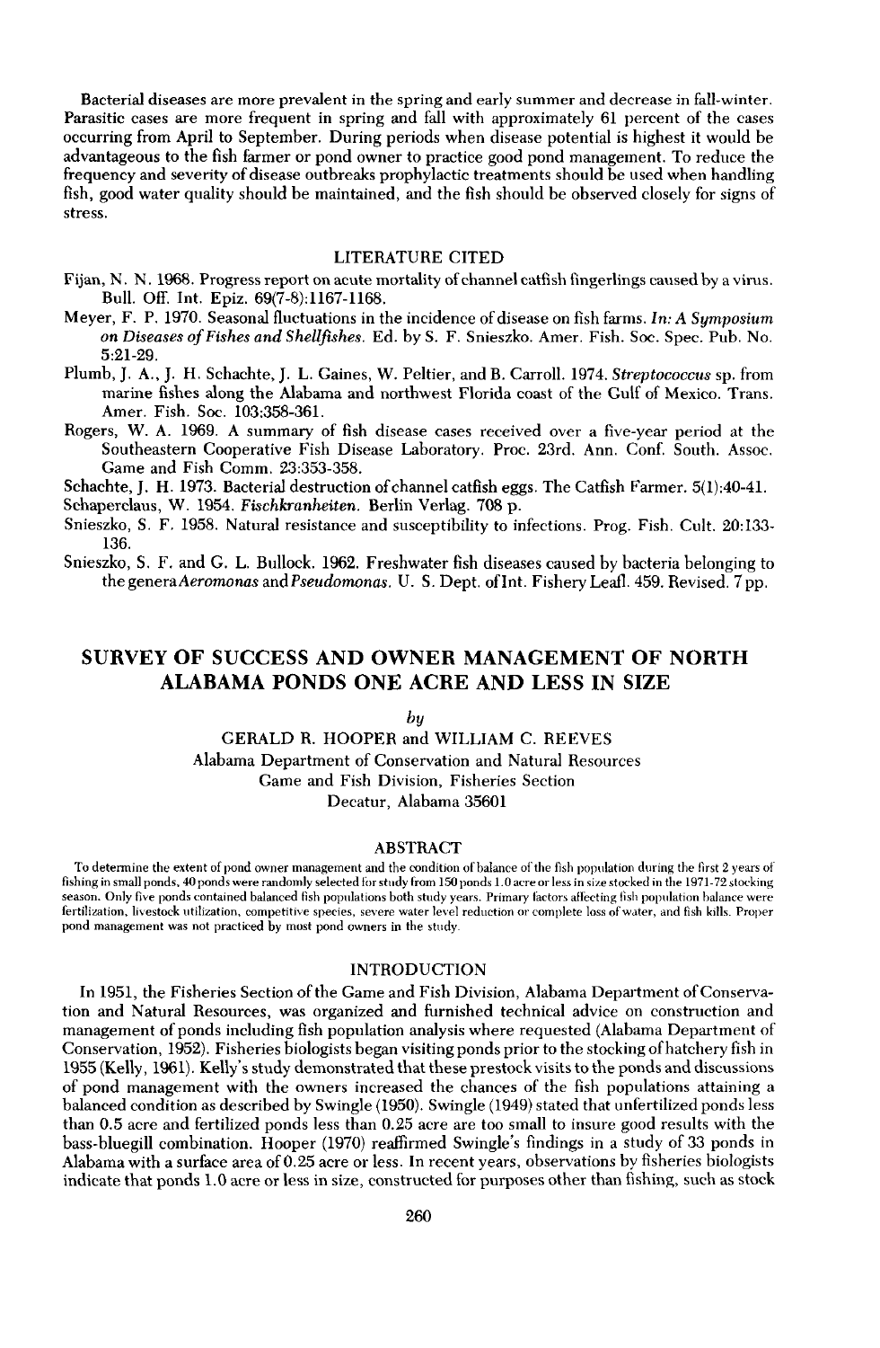Bacterial diseases are more prevalent in the spring and early summer and decrease in fall-winter. Parasitic cases are more frequent in spring and fall with approximately 61 percent of the cases occurring from April to September. During periods when disease potential is highest it would be advantageous to the fish farmer or pond owner to practice good pond management. To reduce the frequency and severity of disease outbreaks prophylactic treatments should be used when handling fish, good water quality should be maintained, and the fish should be observed closely for signs of stress.

## LITERATURE CITED

Fijan, N. N. 1968. Progress report on acute mortality of channel catfish fingerlings caused by a virus. Bull. Off. Int. Epiz. 69(7-8):1167-1168.

Meyer, F. P. 1970. Seasonal fluctuations in the incidence of disease on fish farms. *In: A Symposium on Diseases of Fishes and Shellfishes.* Ed. by S. F. Snieszko. Amer. Fish. Soc. Spec. Pub. No. 5:21-29.

Plumb, J. A., J. H. Schachte, J. L. Gaines, W. Peltier, and B. Carroll. 1974. *Streptococcus* sp. from marine fishes along the Alabama and northwest Florida coast of the Gulf of Mexico. Trans. Amer. Fish. Soc. 103:358-361.

Rogers, W. A. 1969. A summary of fish disease cases received over a five-year period at the Southeastern Cooperative Fish Disease Laboratory. Proc. 23rd. Ann. Conf. South. Assoc. Game and Fish Comm. 23:353-358.

Schachte, J. H. 1973. Bacterial destruction of channel catfish eggs. The Catfish Farmer. 5(1):40-41.

Schaperclaus, W. 1954. *Fischkranheiten.* Berlin Verlag. 708 p.

Snieszko, S. F. 1958. Natural resistance and susceptibility to infections. Prog. Fish. Cult. 20:133-136.

Snieszko, S. F. and G. L. Bullock. 1962. Freshwater fish diseases caused by bacteria belonging to the genera *Aeromonas* and *Pseudomonas*. U. S. Dept. of Int. Fishery Leafl. 459. Revised. 7 pp.

# SURVEY OF SUCCESS AND OWNER MANAGEMENT OF NORTH ALABAMA PONDS ONE ACRE AND LESS IN SIZE

*by*

GERALD R. HOOPER and WILLIAM C. REEVES
Alabama Department of Conservation and Natural Resources
Game and Fish Division, Fisheries Section
Decatur, Alabama 35601

## ABSTRACT

To determine the extent of pond owner management and the condition of balance of the fish population during the first 2 years of fishing in small ponds, 40 ponds were randomly selected for study from 150 ponds 1.0 acre or less in size stocked in the 1971-72 stocking season. Only five ponds contained balanced fish populations both study years. Primary factors affecting fish population balance were fertilization, livestock utilization, competitive species, severe water level reduction or complete loss of water, and fish kills. Proper pond management was not practiced by most pond owners in the study.

## INTRODUCTION

In 1951, the Fisheries Section of the Game and Fish Division, Alabama Department of Conservation and Natural Resources, was organized and furnished technical advice on construction and management of ponds including fish population analysis where requested (Alabama Department of Conservation, 1952). Fisheries biologists began visiting ponds prior to the stocking of hatchery fish in 1955 (Kelly, 1961). Kelly's study demonstrated that these prestock visits to the ponds and discussions of pond management with the owners increased the chances of the fish populations attaining a balanced condition as described by Swingle (1950). Swingle (1949) stated that unfertilized ponds less than 0.5 acre and fertilized ponds less than 0.25 acre are too small to insure good results with the bass-bluegill combination. Hooper (1970) reaffirmed Swingle's findings in a study of 33 ponds in Alabama with a surface area of 0.25 acre or less. In recent years, observations by fisheries biologists indicate that ponds 1.0 acre or less in size, constructed for purposes other than fishing, such as stock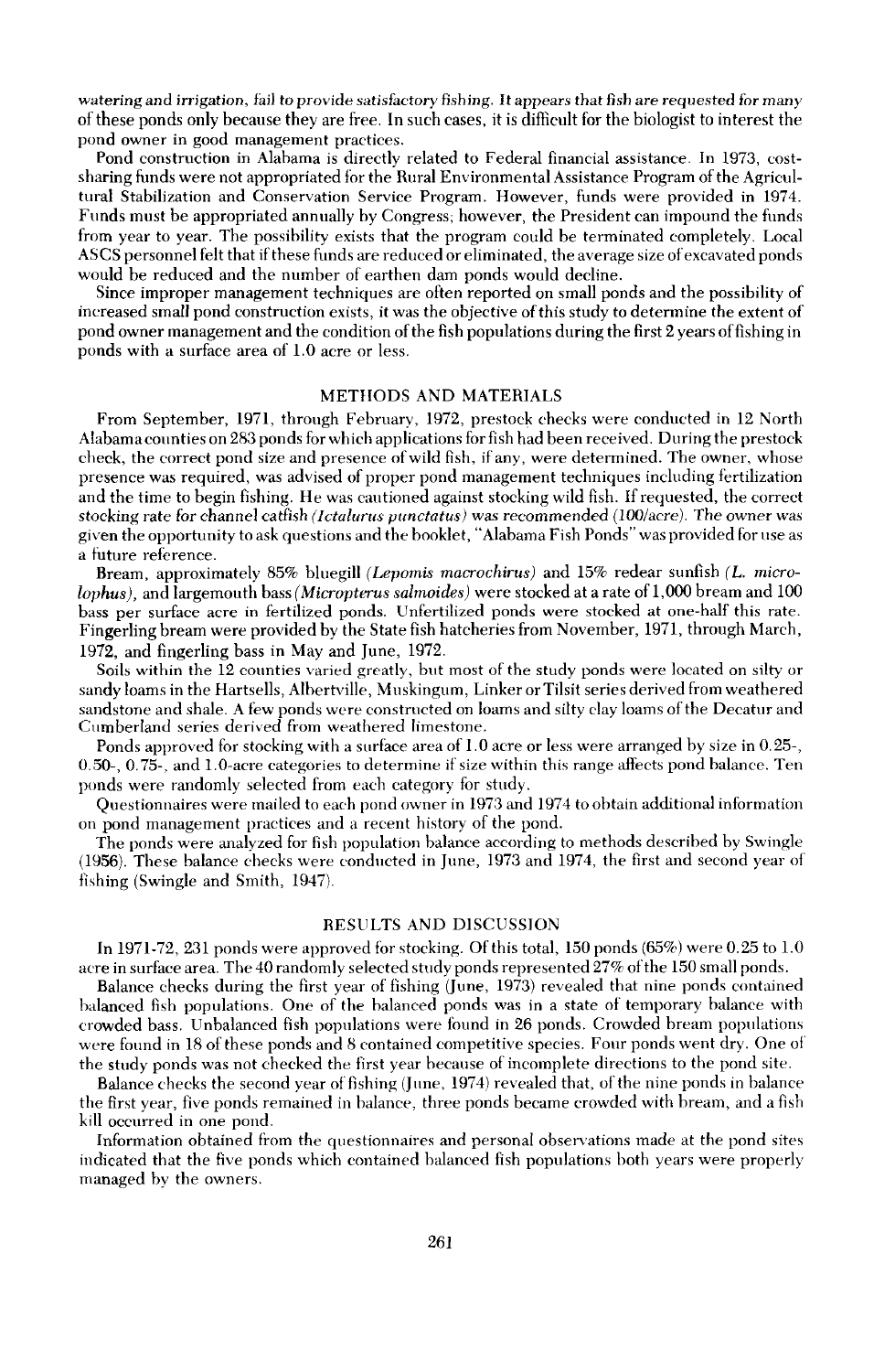watering and irrigation, fail to provide satisfactory fishing. It appears that fish are requested for many of these ponds only because they are free. In such cases, it is difficult for the biologist to interest the pond owner in good management practices.

Pond construction in Alabama is directly related to Federal financial assistance. In 1973, cost-sharing funds were not appropriated for the Rural Environmental Assistance Program of the Agricultural Stabilization and Conservation Service Program. However, funds were provided in 1974. Funds must be appropriated annually by Congress; however, the President can impound the funds from year to year. The possibility exists that the program could be terminated completely. Local ASCS personnel felt that if these funds are reduced or eliminated, the average size of excavated ponds would be reduced and the number of earthen dam ponds would decline.

Since improper management techniques are often reported on small ponds and the possibility of increased small pond construction exists, it was the objective of this study to determine the extent of pond owner management and the condition of the fish populations during the first 2 years of fishing in ponds with a surface area of 1.0 acre or less.

## METHODS AND MATERIALS

From September, 1971, through February, 1972, prestock checks were conducted in 12 North Alabama counties on 283 ponds for which applications for fish had been received. During the prestock check, the correct pond size and presence of wild fish, if any, were determined. The owner, whose presence was required, was advised of proper pond management techniques including fertilization and the time to begin fishing. He was cautioned against stocking wild fish. If requested, the correct stocking rate for channel catfish *(Ictalurus punctatus)* was recommended (100/acre). The owner was given the opportunity to ask questions and the booklet, "Alabama Fish Ponds" was provided for use as a future reference.

Bream, approximately 85% bluegill *(Lepomis macrochirus)* and 15% redear sunfish *(L. microlophus)*, and largemouth bass *(Micropterus salmoides)* were stocked at a rate of 1,000 bream and 100 bass per surface acre in fertilized ponds. Unfertilized ponds were stocked at one-half this rate. Fingerling bream were provided by the State fish hatcheries from November, 1971, through March, 1972, and fingerling bass in May and June, 1972.

Soils within the 12 counties varied greatly, but most of the study ponds were located on silty or sandy loams in the Hartsells, Albertville, Muskingum, Linker or Tilsit series derived from weathered sandstone and shale. A few ponds were constructed on loams and silty clay loams of the Decatur and Cumberland series derived from weathered limestone.

Ponds approved for stocking with a surface area of 1.0 acre or less were arranged by size in 0.25-, 0.50-, 0.75-, and 1.0-acre categories to determine if size within this range affects pond balance. Ten ponds were randomly selected from each category for study.

Questionnaires were mailed to each pond owner in 1973 and 1974 to obtain additional information on pond management practices and a recent history of the pond.

The ponds were analyzed for fish population balance according to methods described by Swingle (1956). These balance checks were conducted in June, 1973 and 1974, the first and second year of fishing (Swingle and Smith, 1947).

## RESULTS AND DISCUSSION

In 1971-72, 231 ponds were approved for stocking. Of this total, 150 ponds (65%) were 0.25 to 1.0 acre in surface area. The 40 randomly selected study ponds represented 27% of the 150 small ponds.

Balance checks during the first year of fishing (June, 1973) revealed that nine ponds contained balanced fish populations. One of the balanced ponds was in a state of temporary balance with crowded bass. Unbalanced fish populations were found in 26 ponds. Crowded bream populations were found in 18 of these ponds and 8 contained competitive species. Four ponds went dry. One of the study ponds was not checked the first year because of incomplete directions to the pond site.

Balance checks the second year of fishing (June, 1974) revealed that, of the nine ponds in balance the first year, five ponds remained in balance, three ponds became crowded with bream, and a fish kill occurred in one pond.

Information obtained from the questionnaires and personal observations made at the pond sites indicated that the five ponds which contained balanced fish populations both years were properly managed by the owners.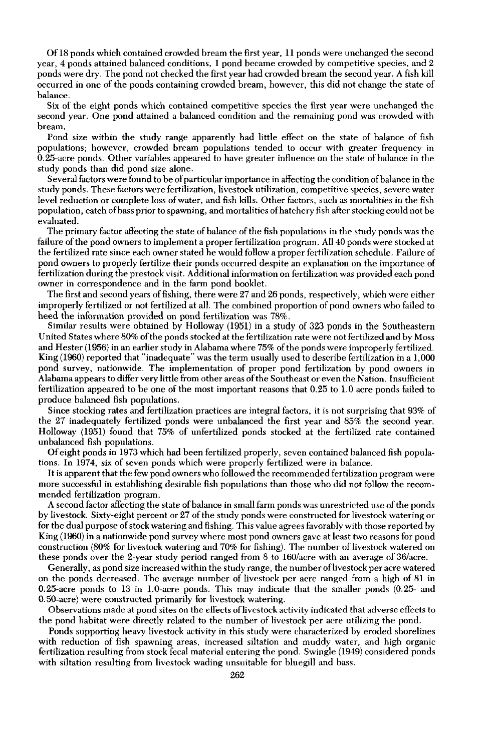Of 18 ponds which contained crowded bream the first year, 11 ponds were unchanged the second year, 4 ponds attained balanced conditions, 1 pond became crowded by competitive species, and 2 ponds were dry. The pond not checked the first year had crowded bream the second year. A fish kill occurred in one of the ponds containing crowded bream, however, this did not change the state of balance.

Six of the eight ponds which contained competitive species the first year were unchanged the second year. One pond attained a balanced condition and the remaining pond was crowded with bream.

Pond size within the study range apparently had little effect on the state of balance of fish populations; however, crowded bream populations tended to occur with greater frequency in 0.25-acre ponds. Other variables appeared to have greater influence on the state of balance in the study ponds than did pond size alone.

Several factors were found to be of particular importance in affecting the condition of balance in the study ponds. These factors were fertilization, livestock utilization, competitive species, severe water level reduction or complete loss of water, and fish kills. Other factors, such as mortalities in the fish population, catch of bass prior to spawning, and mortalities of hatchery fish after stocking could not be evaluated.

The primary factor affecting the state of balance of the fish populations in the study ponds was the failure of the pond owners to implement a proper fertilization program. All 40 ponds were stocked at the fertilized rate since each owner stated he would follow a proper fertilization schedule. Failure of pond owners to properly fertilize their ponds occurred despite an explanation on the importance of fertilization during the prestock visit. Additional information on fertilization was provided each pond owner in correspondence and in the farm pond booklet.

The first and second years of fishing, there were 27 and 26 ponds, respectively, which were either improperly fertilized or not fertilized at all. The combined proportion of pond owners who failed to heed the information provided on pond fertilization was 78%.

Similar results were obtained by Holloway (1951) in a study of 323 ponds in the Southeastern United States where 80% of the ponds stocked at the fertilization rate were not fertilized and by Moss and Hester (1956) in an earlier study in Alabama where 75% of the ponds were improperly fertilized. King (1960) reported that "inadequate" was the term usually used to describe fertilization in a 1,000 pond survey, nationwide. The implementation of proper pond fertilization by pond owners in Alabama appears to differ very little from other areas of the Southeast or even the Nation. Insufficient fertilization appeared to be one of the most important reasons that 0.25 to 1.0 acre ponds failed to produce balanced fish populations.

Since stocking rates and fertilization practices are integral factors, it is not surprising that 93% of the 27 inadequately fertilized ponds were unbalanced the first year and 85% the second year. Holloway (1951) found that 75% of unfertilized ponds stocked at the fertilized rate contained unbalanced fish populations.

Of eight ponds in 1973 which had been fertilized properly, seven contained balanced fish populations. In 1974, six of seven ponds which were properly fertilized were in balance.

It is apparent that the few pond owners who followed the recommended fertilization program were more successful in establishing desirable fish populations than those who did not follow the recommended fertilization program.

A second factor affecting the state of balance in small farm ponds was unrestricted use of the ponds by livestock. Sixty-eight percent or 27 of the study ponds were constructed for livestock watering or for the dual purpose of stock watering and fishing. This value agrees favorably with those reported by King (1960) in a nationwide pond survey where most pond owners gave at least two reasons for pond construction (80% for livestock watering and 70% for fishing). The number of livestock watered on these ponds over the 2-year study period ranged from 8 to 160/acre with an average of 36/acre.

Generally, as pond size increased within the study range, the number of livestock per acre watered on the ponds decreased. The average number of livestock per acre ranged from a high of 81 in 0.25-acre ponds to 13 in 1.0-acre ponds. This may indicate that the smaller ponds (0.25- and 0.50-acre) were constructed primarily for livestock watering.

Observations made at pond sites on the effects of livestock activity indicated that adverse effects to the pond habitat were directly related to the number of livestock per acre utilizing the pond.

Ponds supporting heavy livestock activity in this study were characterized by eroded shorelines with reduction of fish spawning areas, increased siltation and muddy water, and high organic fertilization resulting from stock fecal material entering the pond. Swingle (1949) considered ponds with siltation resulting from livestock wading unsuitable for bluegill and bass.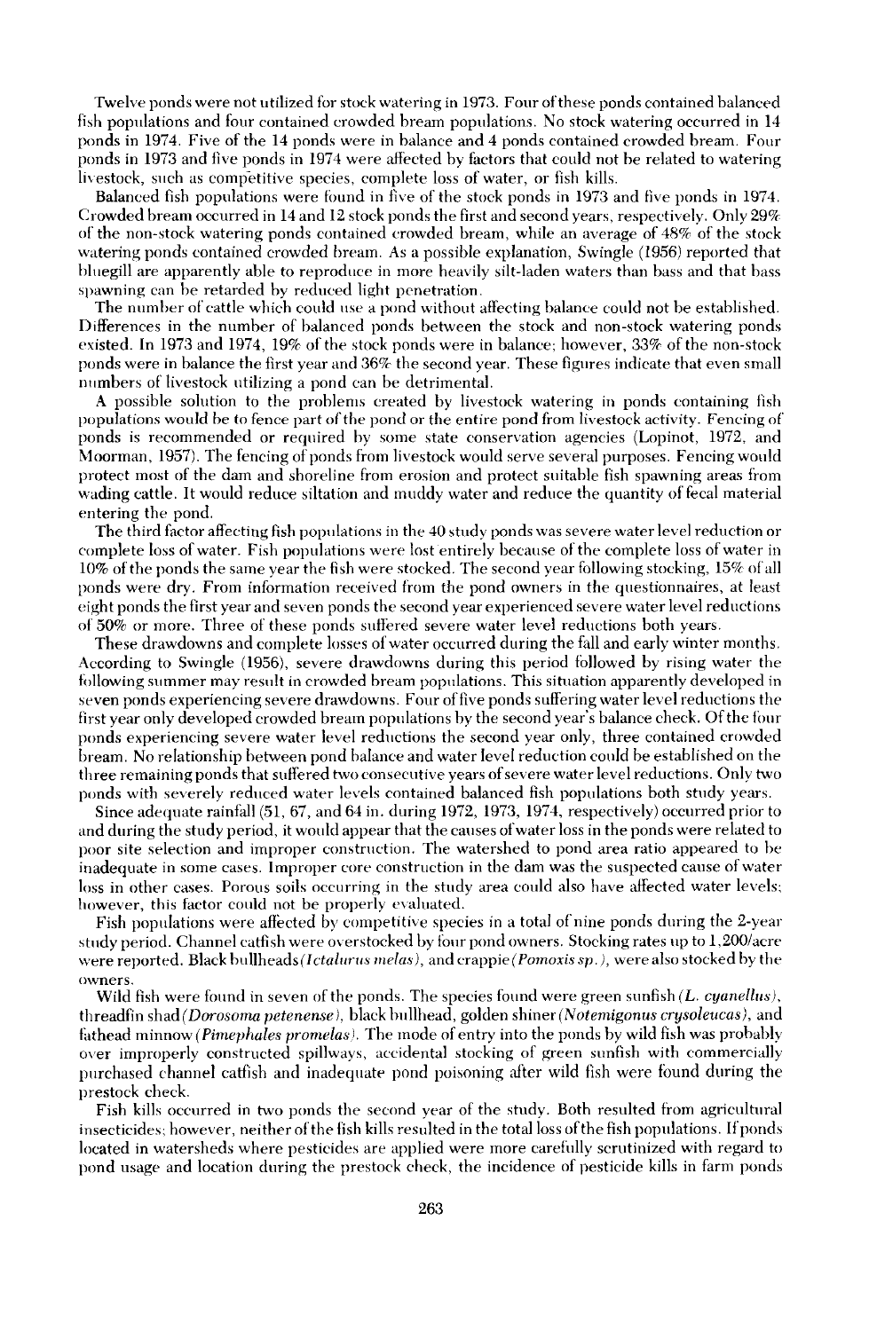Twelve ponds were not utilized for stock watering in 1973. Four of these ponds contained balanced fish populations and four contained crowded bream populations. No stock watering occurred in 14 ponds in 1974. Five of the 14 ponds were in balance and 4 ponds contained crowded bream. Four ponds in 1973 and five ponds in 1974 were affected by factors that could not be related to watering livestock, such as competitive species, complete loss of water, or fish kills.

Balanced fish populations were found in five of the stock ponds in 1973 and five ponds in 1974. Crowded bream occurred in 14 and 12 stock ponds the first and second years, respectively. Only 29% of the non-stock watering ponds contained crowded bream, while an average of 48% of the stock watering ponds contained crowded bream. As a possible explanation, Swingle (1956) reported that bluegill are apparently able to reproduce in more heavily silt-laden waters than bass and that bass spawning can be retarded by reduced light penetration.

The number of cattle which could use a pond without affecting balance could not be established. Differences in the number of balanced ponds between the stock and non-stock watering ponds existed. In 1973 and 1974, 19% of the stock ponds were in balance; however, 33% of the non-stock ponds were in balance the first year and 36% the second year. These figures indicate that even small numbers of livestock utilizing a pond can be detrimental.

A possible solution to the problems created by livestock watering in ponds containing fish populations would be to fence part of the pond or the entire pond from livestock activity. Fencing of ponds is recommended or required by some state conservation agencies (Lopinot, 1972, and Moorman, 1957). The fencing of ponds from livestock would serve several purposes. Fencing would protect most of the dam and shoreline from erosion and protect suitable fish spawning areas from wading cattle. It would reduce siltation and muddy water and reduce the quantity of fecal material entering the pond.

The third factor affecting fish populations in the 40 study ponds was severe water level reduction or complete loss of water. Fish populations were lost entirely because of the complete loss of water in 10% of the ponds the same year the fish were stocked. The second year following stocking, 15% of all ponds were dry. From information received from the pond owners in the questionnaires, at least eight ponds the first year and seven ponds the second year experienced severe water level reductions of 50% or more. Three of these ponds suffered severe water level reductions both years.

These drawdowns and complete losses of water occurred during the fall and early winter months. According to Swingle (1956), severe drawdowns during this period followed by rising water the following summer may result in crowded bream populations. This situation apparently developed in seven ponds experiencing severe drawdowns. Four of five ponds suffering water level reductions the first year only developed crowded bream populations by the second year's balance check. Of the four ponds experiencing severe water level reductions the second year only, three contained crowded bream. No relationship between pond balance and water level reduction could be established on the three remaining ponds that suffered two consecutive years of severe water level reductions. Only two ponds with severely reduced water levels contained balanced fish populations both study years.

Since adequate rainfall (51, 67, and 64 in. during 1972, 1973, 1974, respectively) occurred prior to and during the study period, it would appear that the causes of water loss in the ponds were related to poor site selection and improper construction. The watershed to pond area ratio appeared to be inadequate in some cases. Improper core construction in the dam was the suspected cause of water loss in other cases. Porous soils occurring in the study area could also have affected water levels; however, this factor could not be properly evaluated.

Fish populations were affected by competitive species in a total of nine ponds during the 2-year study period. Channel catfish were overstocked by four pond owners. Stocking rates up to 1,200/acre were reported. Black bullheads *(Ictalurus melas)*, and crappie *(Pomoxis sp.)*, were also stocked by the owners.

Wild fish were found in seven of the ponds. The species found were green sunfish *(L. cyanellus)*, threadfin shad *(Dorosoma petenense)*, black bullhead, golden shiner *(Notemigonus crysoleucas)*, and fathead minnow *(Pimephales promelas)*. The mode of entry into the ponds by wild fish was probably over improperly constructed spillways, accidental stocking of green sunfish with commercially purchased channel catfish and inadequate pond poisoning after wild fish were found during the prestock check.

Fish kills occurred in two ponds the second year of the study. Both resulted from agricultural insecticides; however, neither of the fish kills resulted in the total loss of the fish populations. If ponds located in watersheds where pesticides are applied were more carefully scrutinized with regard to pond usage and location during the prestock check, the incidence of pesticide kills in farm ponds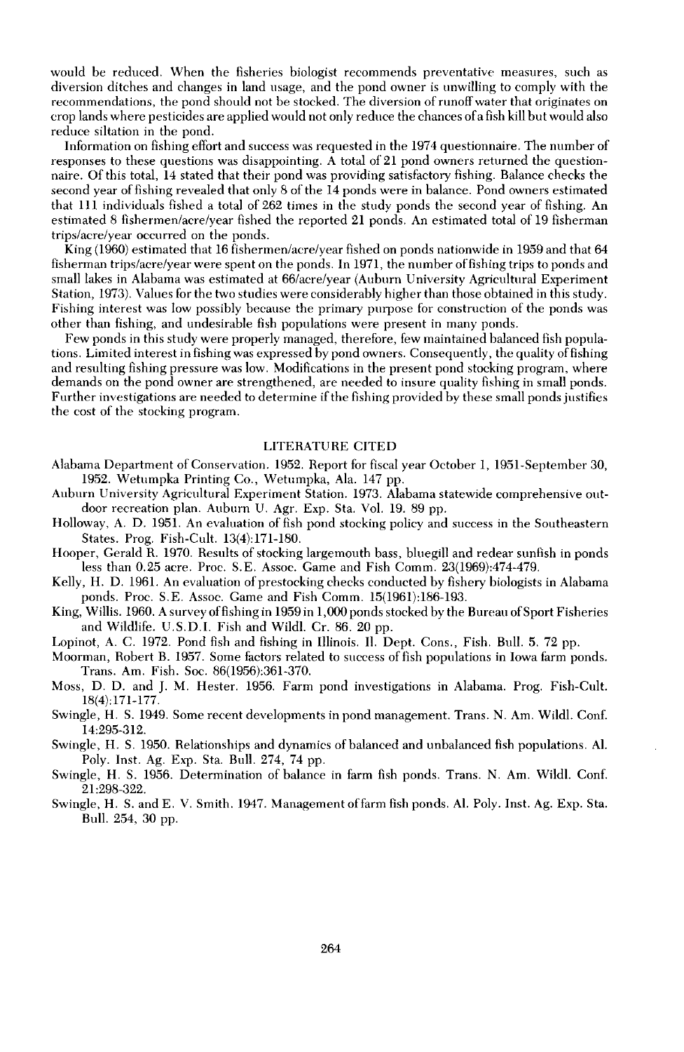would be reduced. When the fisheries biologist recommends preventative measures, such as diversion ditches and changes in land usage, and the pond owner is unwilling to comply with the recommendations, the pond should not be stocked. The diversion of runoff water that originates on crop lands where pesticides are applied would not only reduce the chances of a fish kill but would also reduce siltation in the pond.

Information on fishing effort and success was requested in the 1974 questionnaire. The number of responses to these questions was disappointing. A total of 21 pond owners returned the questionnaire. Of this total, 14 stated that their pond was providing satisfactory fishing. Balance checks the second year of fishing revealed that only 8 of the 14 ponds were in balance. Pond owners estimated that 111 individuals fished a total of 262 times in the study ponds the second year of fishing. An estimated 8 fishermen/acre/year fished the reported 21 ponds. An estimated total of 19 fisherman trips/acre/year occurred on the ponds.

King (1960) estimated that 16 fishermen/acre/year fished on ponds nationwide in 1959 and that 64 fisherman trips/acre/year were spent on the ponds. In 1971, the number of fishing trips to ponds and small lakes in Alabama was estimated at 66/acre/year (Auburn University Agricultural Experiment Station, 1973). Values for the two studies were considerably higher than those obtained in this study. Fishing interest was low possibly because the primary purpose for construction of the ponds was other than fishing, and undesirable fish populations were present in many ponds.

Few ponds in this study were properly managed, therefore, few maintained balanced fish populations. Limited interest in fishing was expressed by pond owners. Consequently, the quality of fishing and resulting fishing pressure was low. Modifications in the present pond stocking program, where demands on the pond owner are strengthened, are needed to insure quality fishing in small ponds. Further investigations are needed to determine if the fishing provided by these small ponds justifies the cost of the stocking program.

## LITERATURE CITED

Alabama Department of Conservation. 1952. Report for fiscal year October 1, 1951-September 30, 1952. Wetumpka Printing Co., Wetumpka, Ala. 147 pp.

Auburn University Agricultural Experiment Station. 1973. Alabama statewide comprehensive outdoor recreation plan. Auburn U. Agr. Exp. Sta. Vol. 19. 89 pp.

Holloway, A. D. 1951. An evaluation of fish pond stocking policy and success in the Southeastern States. Prog. Fish-Cult. 13(4):171-180.

Hooper, Gerald R. 1970. Results of stocking largemouth bass, bluegill and redear sunfish in ponds less than 0.25 acre. Proc. S.E. Assoc. Game and Fish Comm. 23(1969):474-479.

Kelly, H. D. 1961. An evaluation of prestocking checks conducted by fishery biologists in Alabama ponds. Proc. S.E. Assoc. Game and Fish Comm. 15(1961):186-193.

King, Willis. 1960. A survey of fishing in 1959 in 1,000 ponds stocked by the Bureau of Sport Fisheries and Wildlife. U.S.D.I. Fish and Wildl. Cr. 86. 20 pp.

Lopinot, A. C. 1972. Pond fish and fishing in Illinois. Il. Dept. Cons., Fish. Bull. 5. 72 pp.

Moorman, Robert B. 1957. Some factors related to success of fish populations in Iowa farm ponds. Trans. Am. Fish. Soc. 86(1956):361-370.

Moss, D. D. and J. M. Hester. 1956. Farm pond investigations in Alabama. Prog. Fish-Cult. 18(4):171-177.

Swingle, H. S. 1949. Some recent developments in pond management. Trans. N. Am. Wildl. Conf. 14:295-312.

Swingle, H. S. 1950. Relationships and dynamics of balanced and unbalanced fish populations. Al. Poly. Inst. Ag. Exp. Sta. Bull. 274, 74 pp.

Swingle, H. S. 1956. Determination of balance in farm fish ponds. Trans. N. Am. Wildl. Conf. 21:298-322.

Swingle, H. S. and E. V. Smith. 1947. Management of farm fish ponds. Al. Poly. Inst. Ag. Exp. Sta. Bull. 254, 30 pp.